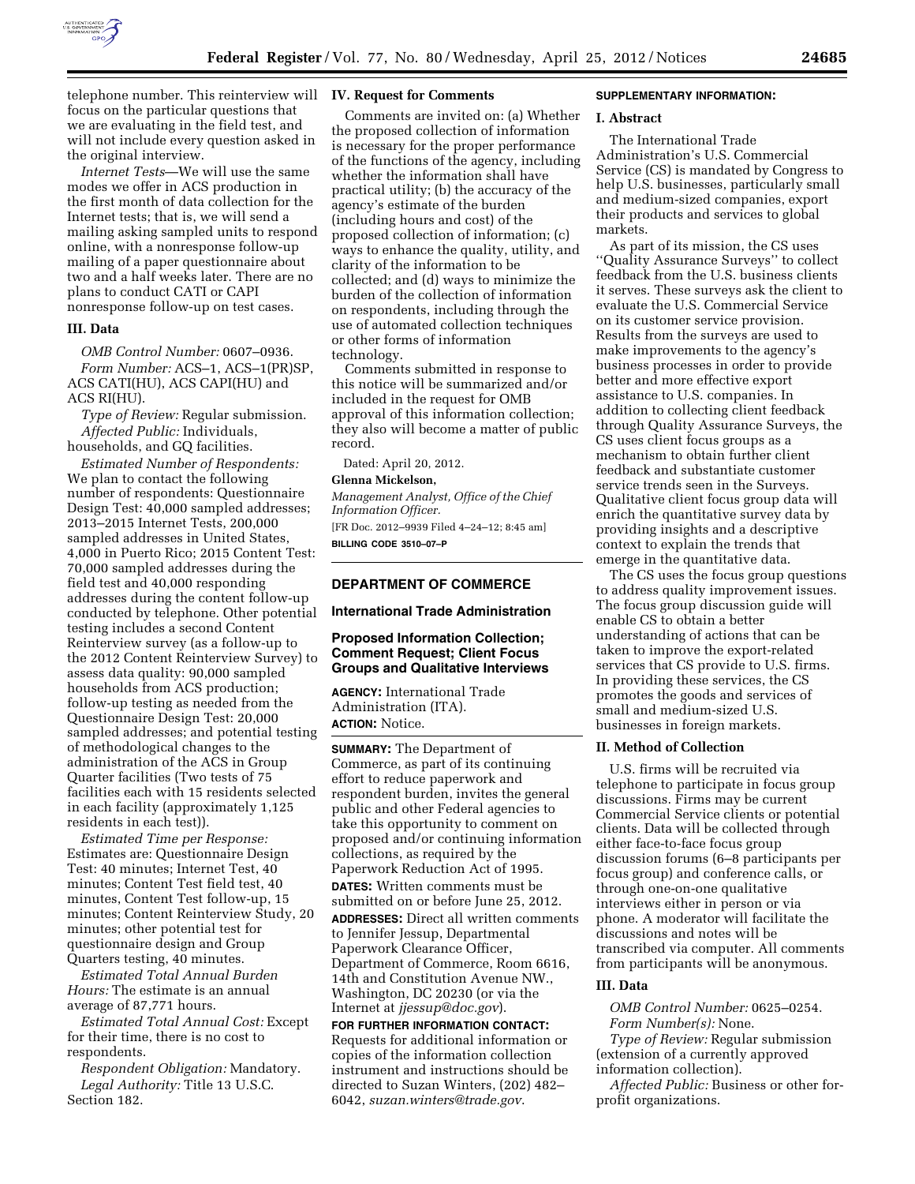telephone number. This reinterview will focus on the particular questions that we are evaluating in the field test, and will not include every question asked in the original interview.

*Internet Tests*—We will use the same modes we offer in ACS production in the first month of data collection for the Internet tests; that is, we will send a mailing asking sampled units to respond online, with a nonresponse follow-up mailing of a paper questionnaire about two and a half weeks later. There are no plans to conduct CATI or CAPI nonresponse follow-up on test cases.

### III. Data

*OMB Control Number:* 0607–0936.

*Form Number:* ACS–1, ACS–1(PR)SP, ACS CATI(HU), ACS CAPI(HU) and ACS RI(HU).

*Type of Review:* Regular submission.

*Affected Public:* Individuals, households, and GQ facilities.

*Estimated Number of Respondents:* We plan to contact the following number of respondents: Questionnaire Design Test: 40,000 sampled addresses; 2013–2015 Internet Tests, 200,000 sampled addresses in United States, 4,000 in Puerto Rico; 2015 Content Test: 70,000 sampled addresses during the field test and 40,000 responding addresses during the content follow-up conducted by telephone. Other potential testing includes a second Content Reinterview survey (as a follow-up to the 2012 Content Reinterview Survey) to assess data quality: 90,000 sampled households from ACS production; follow-up testing as needed from the Questionnaire Design Test: 20,000 sampled addresses; and potential testing of methodological changes to the administration of the ACS in Group Quarter facilities (Two tests of 75 facilities each with 15 residents selected in each facility (approximately 1,125 residents in each test)).

*Estimated Time per Response:* Estimates are: Questionnaire Design Test: 40 minutes; Internet Test, 40 minutes; Content Test field test, 40 minutes, Content Test follow-up, 15 minutes; Content Reinterview Study, 20 minutes; other potential test for questionnaire design and Group Quarters testing, 40 minutes.

*Estimated Total Annual Burden Hours:* The estimate is an annual average of 87,771 hours.

*Estimated Total Annual Cost:* Except for their time, there is no cost to respondents.

*Respondent Obligation:* Mandatory.

*Legal Authority:* Title 13 U.S.C. Section 182.

### IV. Request for Comments

Comments are invited on: (a) Whether the proposed collection of information is necessary for the proper performance of the functions of the agency, including whether the information shall have practical utility; (b) the accuracy of the agency's estimate of the burden (including hours and cost) of the proposed collection of information; (c) ways to enhance the quality, utility, and clarity of the information to be collected; and (d) ways to minimize the burden of the collection of information on respondents, including through the use of automated collection techniques or other forms of information technology.

Comments submitted in response to this notice will be summarized and/or included in the request for OMB approval of this information collection; they also will become a matter of public record.

Dated: April 20, 2012.

**Glenna Mickelson,**

*Management Analyst, Office of the Chief Information Officer.*

[FR Doc. 2012–9939 Filed 4–24–12; 8:45 am]

**BILLING CODE 3510–07–P**

## DEPARTMENT OF COMMERCE

### International Trade Administration

### Proposed Information Collection; Comment Request; Client Focus Groups and Qualitative Interviews

**AGENCY:** International Trade Administration (ITA).

**ACTION:** Notice.

**SUMMARY:** The Department of Commerce, as part of its continuing effort to reduce paperwork and respondent burden, invites the general public and other Federal agencies to take this opportunity to comment on proposed and/or continuing information collections, as required by the Paperwork Reduction Act of 1995.

**DATES:** Written comments must be submitted on or before June 25, 2012.

**ADDRESSES:** Direct all written comments to Jennifer Jessup, Departmental Paperwork Clearance Officer, Department of Commerce, Room 6616, 14th and Constitution Avenue NW., Washington, DC 20230 (or via the Internet at *jjessup@doc.gov*).

**FOR FURTHER INFORMATION CONTACT:** Requests for additional information or copies of the information collection instrument and instructions should be directed to Suzan Winters, (202) 482–6042, *suzan.winters@trade.gov*.

**SUPPLEMENTARY INFORMATION:**

### I. Abstract

The International Trade Administration's U.S. Commercial Service (CS) is mandated by Congress to help U.S. businesses, particularly small and medium-sized companies, export their products and services to global markets.

As part of its mission, the CS uses ''Quality Assurance Surveys'' to collect feedback from the U.S. business clients it serves. These surveys ask the client to evaluate the U.S. Commercial Service on its customer service provision. Results from the surveys are used to make improvements to the agency's business processes in order to provide better and more effective export assistance to U.S. companies. In addition to collecting client feedback through Quality Assurance Surveys, the CS uses client focus groups as a mechanism to obtain further client feedback and substantiate customer service trends seen in the Surveys. Qualitative client focus group data will enrich the quantitative survey data by providing insights and a descriptive context to explain the trends that emerge in the quantitative data.

The CS uses the focus group questions to address quality improvement issues. The focus group discussion guide will enable CS to obtain a better understanding of actions that can be taken to improve the export-related services that CS provide to U.S. firms. In providing these services, the CS promotes the goods and services of small and medium-sized U.S. businesses in foreign markets.

### II. Method of Collection

U.S. firms will be recruited via telephone to participate in focus group discussions. Firms may be current Commercial Service clients or potential clients. Data will be collected through either face-to-face focus group discussion forums (6–8 participants per focus group) and conference calls, or through one-on-one qualitative interviews either in person or via phone. A moderator will facilitate the discussions and notes will be transcribed via computer. All comments from participants will be anonymous.

### III. Data

*OMB Control Number:* 0625–0254.

*Form Number(s):* None.

*Type of Review:* Regular submission (extension of a currently approved information collection).

*Affected Public:* Business or other for-profit organizations.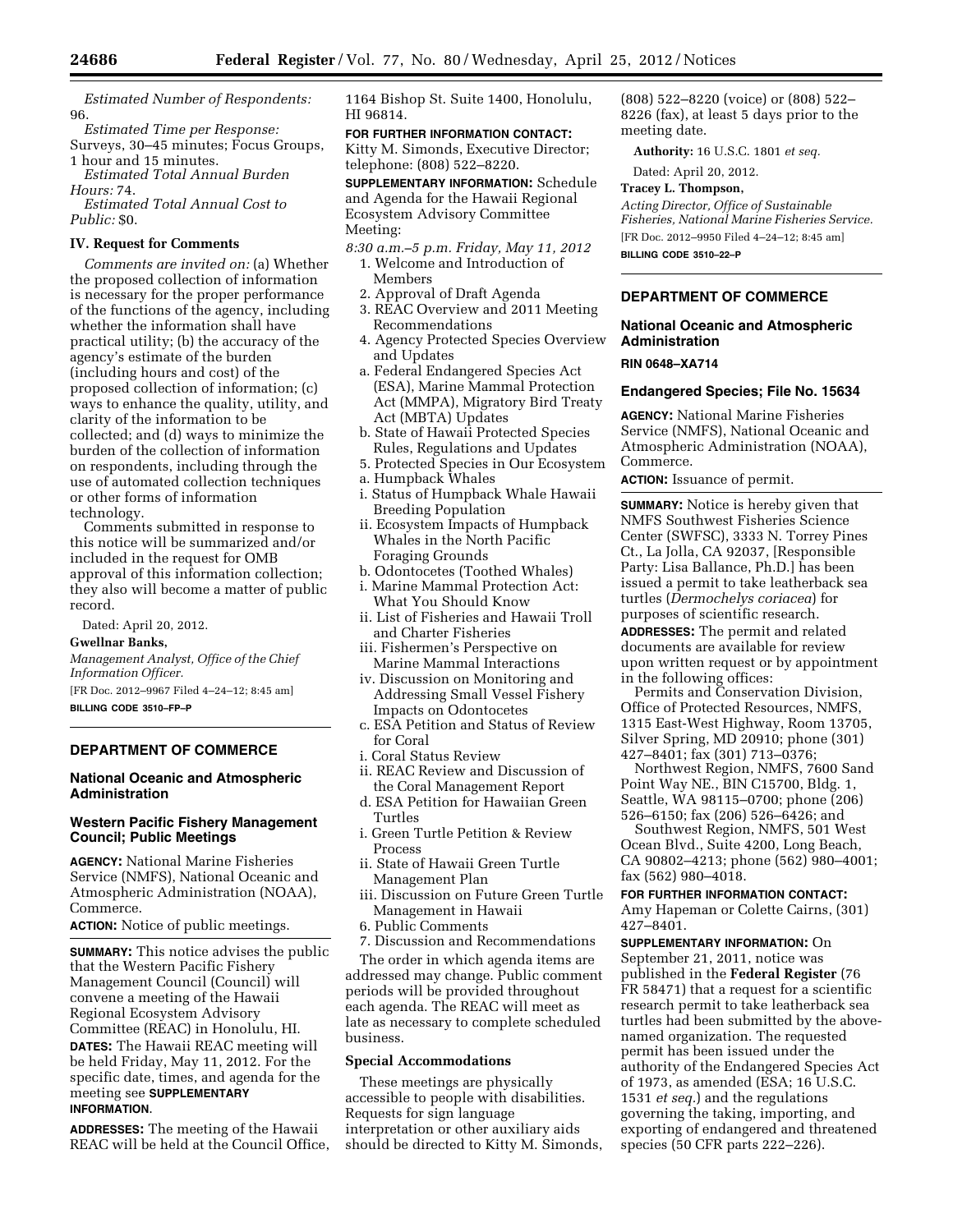*Estimated Number of Respondents:* 96.

*Estimated Time per Response:* Surveys, 30–45 minutes; Focus Groups, 1 hour and 15 minutes.

*Estimated Total Annual Burden Hours:* 74.

*Estimated Total Annual Cost to Public:* $0.

### IV. Request for Comments

*Comments are invited on:* (a) Whether the proposed collection of information is necessary for the proper performance of the functions of the agency, including whether the information shall have practical utility; (b) the accuracy of the agency's estimate of the burden (including hours and cost) of the proposed collection of information; (c) ways to enhance the quality, utility, and clarity of the information to be collected; and (d) ways to minimize the burden of the collection of information on respondents, including through the use of automated collection techniques or other forms of information technology.

Comments submitted in response to this notice will be summarized and/or included in the request for OMB approval of this information collection; they also will become a matter of public record.

Dated: April 20, 2012.

**Gwellnar Banks,**

*Management Analyst, Office of the Chief Information Officer.*

[FR Doc. 2012–9967 Filed 4–24–12; 8:45 am]

**BILLING CODE 3510–FP–P**

## DEPARTMENT OF COMMERCE

### National Oceanic and Atmospheric Administration

### Western Pacific Fishery Management Council; Public Meetings

**AGENCY:** National Marine Fisheries Service (NMFS), National Oceanic and Atmospheric Administration (NOAA), Commerce.

**ACTION:** Notice of public meetings.

**SUMMARY:** This notice advises the public that the Western Pacific Fishery Management Council (Council) will convene a meeting of the Hawaii Regional Ecosystem Advisory Committee (REAC) in Honolulu, HI.

**DATES:** The Hawaii REAC meeting will be held Friday, May 11, 2012. For the specific date, times, and agenda for the meeting see **SUPPLEMENTARY INFORMATION**.

**ADDRESSES:** The meeting of the Hawaii REAC will be held at the Council Office, 1164 Bishop St. Suite 1400, Honolulu, HI 96814.

**FOR FURTHER INFORMATION CONTACT:** Kitty M. Simonds, Executive Director; telephone: (808) 522–8220.

**SUPPLEMENTARY INFORMATION:** Schedule and Agenda for the Hawaii Regional Ecosystem Advisory Committee Meeting:

*8:30 a.m.–5 p.m. Friday, May 11, 2012*

1. Welcome and Introduction of Members
2. Approval of Draft Agenda
3. REAC Overview and 2011 Meeting Recommendations
4. Agency Protected Species Overview and Updates
   a. Federal Endangered Species Act (ESA), Marine Mammal Protection Act (MMPA), Migratory Bird Treaty Act (MBTA) Updates
   b. State of Hawaii Protected Species Rules, Regulations and Updates
5. Protected Species in Our Ecosystem
   a. Humpback Whales
      i. Status of Humpback Whale Hawaii Breeding Population
      ii. Ecosystem Impacts of Humpback Whales in the North Pacific Foraging Grounds
   b. Odontocetes (Toothed Whales)
      i. Marine Mammal Protection Act: What You Should Know
      ii. List of Fisheries and Hawaii Troll and Charter Fisheries
      iii. Fishermen's Perspective on Marine Mammal Interactions
      iv. Discussion on Monitoring and Addressing Small Vessel Fishery Impacts on Odontocetes
   c. ESA Petition and Status of Review for Coral
      i. Coral Status Review
      ii. REAC Review and Discussion of the Coral Management Report
   d. ESA Petition for Hawaiian Green Turtles
      i. Green Turtle Petition & Review Process
      ii. State of Hawaii Green Turtle Management Plan
      iii. Discussion on Future Green Turtle Management in Hawaii
6. Public Comments
7. Discussion and Recommendations

The order in which agenda items are addressed may change. Public comment periods will be provided throughout each agenda. The REAC will meet as late as necessary to complete scheduled business.

#### Special Accommodations

These meetings are physically accessible to people with disabilities. Requests for sign language interpretation or other auxiliary aids should be directed to Kitty M. Simonds, (808) 522–8220 (voice) or (808) 522–8226 (fax), at least 5 days prior to the meeting date.

**Authority:** 16 U.S.C. 1801 *et seq.*

Dated: April 20, 2012.

**Tracey L. Thompson,**

*Acting Director, Office of Sustainable Fisheries, National Marine Fisheries Service.*

[FR Doc. 2012–9950 Filed 4–24–12; 8:45 am]

**BILLING CODE 3510–22–P**

## DEPARTMENT OF COMMERCE

### National Oceanic and Atmospheric Administration

**RIN 0648–XA714**

### Endangered Species; File No. 15634

**AGENCY:** National Marine Fisheries Service (NMFS), National Oceanic and Atmospheric Administration (NOAA), Commerce.

**ACTION:** Issuance of permit.

**SUMMARY:** Notice is hereby given that NMFS Southwest Fisheries Science Center (SWFSC), 3333 N. Torrey Pines Ct., La Jolla, CA 92037, [Responsible Party: Lisa Ballance, Ph.D.] has been issued a permit to take leatherback sea turtles (*Dermochelys coriacea*) for purposes of scientific research.

**ADDRESSES:** The permit and related documents are available for review upon written request or by appointment in the following offices:

Permits and Conservation Division, Office of Protected Resources, NMFS, 1315 East-West Highway, Room 13705, Silver Spring, MD 20910; phone (301) 427–8401; fax (301) 713–0376;

Northwest Region, NMFS, 7600 Sand Point Way NE., BIN C15700, Bldg. 1, Seattle, WA 98115–0700; phone (206) 526–6150; fax (206) 526–6426; and

Southwest Region, NMFS, 501 West Ocean Blvd., Suite 4200, Long Beach, CA 90802–4213; phone (562) 980–4001; fax (562) 980–4018.

**FOR FURTHER INFORMATION CONTACT:** Amy Hapeman or Colette Cairns, (301) 427–8401.

**SUPPLEMENTARY INFORMATION:** On September 21, 2011, notice was published in the **Federal Register** (76 FR 58471) that a request for a scientific research permit to take leatherback sea turtles had been submitted by the above-named organization. The requested permit has been issued under the authority of the Endangered Species Act of 1973, as amended (ESA; 16 U.S.C. 1531 *et seq.*) and the regulations governing the taking, importing, and exporting of endangered and threatened species (50 CFR parts 222–226).